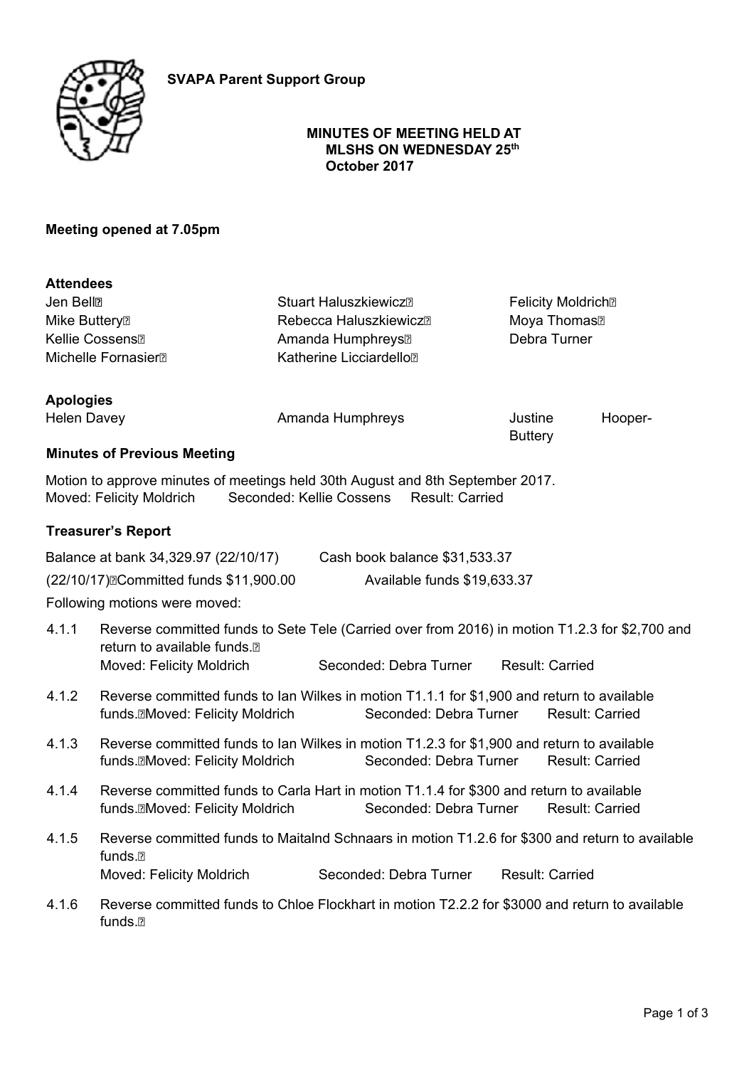**SVAPA Parent Support Group**

**MINUTES OF MEETING HELD AT MLSHS ON WEDNESDAY 25th October 2017**

**Meeting opened at 7.05pm**

**Attendees**

| | | |
|---|---|---|
| Jen Bell | Stuart Haluszkiewicz | Felicity Moldrich |
| Mike Buttery | Rebecca Haluszkiewicz | Moya Thomas |
| Kellie Cossens | Amanda Humphreys | Debra Turner |
| Michelle Fornasier | Katherine Licciardello | |

**Apologies**

| | | |
|---|---|---|
| Helen Davey | Amanda Humphreys | Justine Hooper-Buttery |

**Minutes of Previous Meeting**

Motion to approve minutes of meetings held 30th August and 8th September 2017.
Moved: Felicity Moldrich Seconded: Kellie Cossens Result: Carried

**Treasurer's Report**

Balance at bank 34,329.97 (22/10/17) Cash book balance $31,533.37
(22/10/17) Committed funds $11,900.00 Available funds $19,633.37

Following motions were moved:

4.1.1 Reverse committed funds to Sete Tele (Carried over from 2016) in motion T1.2.3 for $2,700 and return to available funds.
Moved: Felicity Moldrich Seconded: Debra Turner Result: Carried

4.1.2 Reverse committed funds to Ian Wilkes in motion T1.1.1 for $1,900 and return to available funds. Moved: Felicity Moldrich Seconded: Debra Turner Result: Carried

4.1.3 Reverse committed funds to Ian Wilkes in motion T1.2.3 for $1,900 and return to available funds. Moved: Felicity Moldrich Seconded: Debra Turner Result: Carried

4.1.4 Reverse committed funds to Carla Hart in motion T1.1.4 for $300 and return to available funds. Moved: Felicity Moldrich Seconded: Debra Turner Result: Carried

4.1.5 Reverse committed funds to Maitalnd Schnaars in motion T1.2.6 for $300 and return to available funds.
Moved: Felicity Moldrich Seconded: Debra Turner Result: Carried

4.1.6 Reverse committed funds to Chloe Flockhart in motion T2.2.2 for $3000 and return to available funds.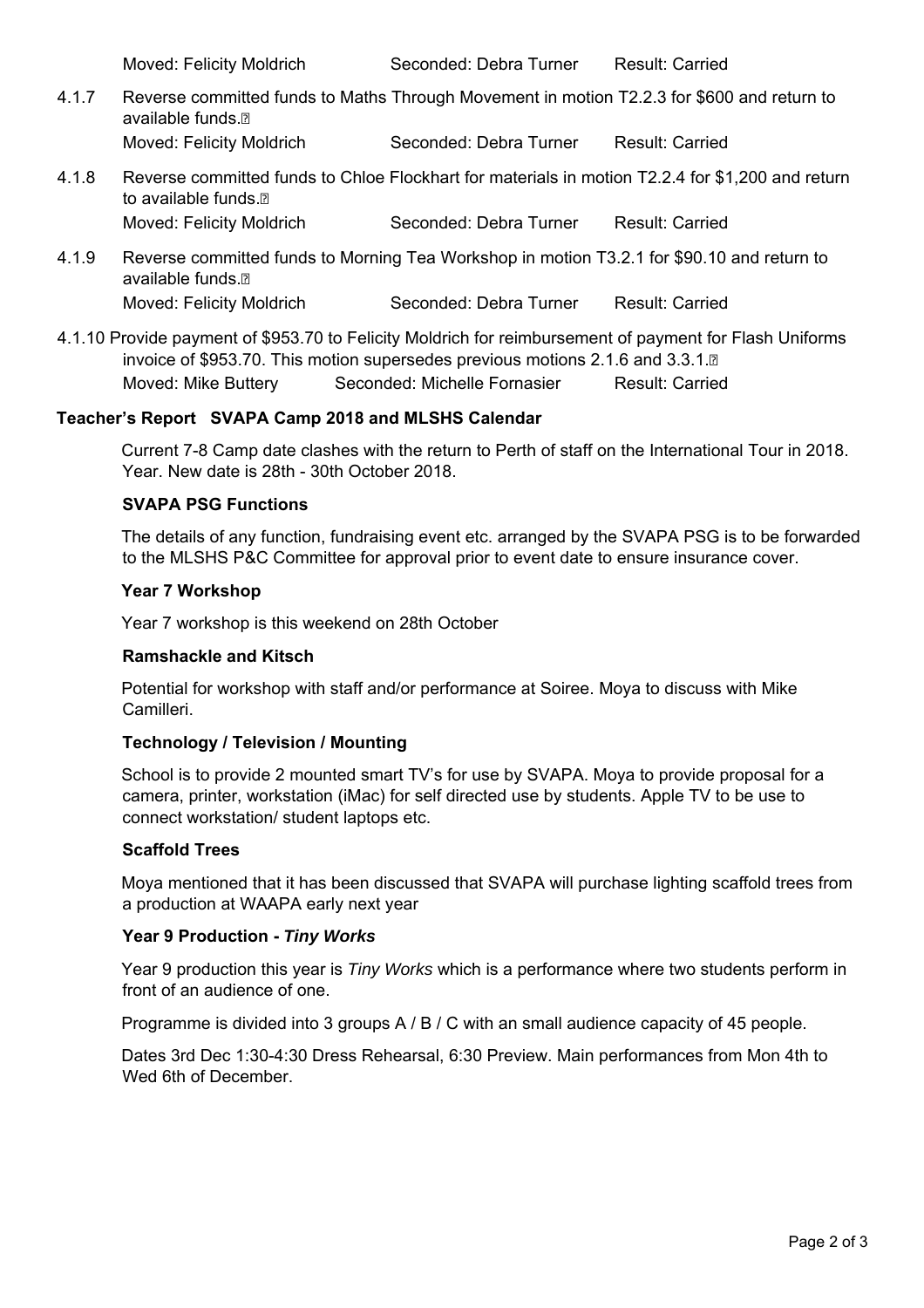Moved: Felicity Moldrich Seconded: Debra Turner Result: Carried

4.1.7 Reverse committed funds to Maths Through Movement in motion T2.2.3 for $600 and return to available funds.

Moved: Felicity Moldrich Seconded: Debra Turner Result: Carried

4.1.8 Reverse committed funds to Chloe Flockhart for materials in motion T2.2.4 for $1,200 and return to available funds.

Moved: Felicity Moldrich Seconded: Debra Turner Result: Carried

4.1.9 Reverse committed funds to Morning Tea Workshop in motion T3.2.1 for $90.10 and return to available funds.

Moved: Felicity Moldrich Seconded: Debra Turner Result: Carried

4.1.10 Provide payment of $953.70 to Felicity Moldrich for reimbursement of payment for Flash Uniforms invoice of $953.70. This motion supersedes previous motions 2.1.6 and 3.3.1.

Moved: Mike Buttery Seconded: Michelle Fornasier Result: Carried

**Teacher's Report SVAPA Camp 2018 and MLSHS Calendar**

Current 7-8 Camp date clashes with the return to Perth of staff on the International Tour in 2018. Year. New date is 28th - 30th October 2018.

**SVAPA PSG Functions**

The details of any function, fundraising event etc. arranged by the SVAPA PSG is to be forwarded to the MLSHS P&C Committee for approval prior to event date to ensure insurance cover.

**Year 7 Workshop**

Year 7 workshop is this weekend on 28th October

**Ramshackle and Kitsch**

Potential for workshop with staff and/or performance at Soiree. Moya to discuss with Mike Camilleri.

**Technology / Television / Mounting**

School is to provide 2 mounted smart TV's for use by SVAPA. Moya to provide proposal for a camera, printer, workstation (iMac) for self directed use by students. Apple TV to be use to connect workstation/ student laptops etc.

**Scaffold Trees**

Moya mentioned that it has been discussed that SVAPA will purchase lighting scaffold trees from a production at WAAPA early next year

**Year 9 Production - *Tiny Works***

Year 9 production this year is *Tiny Works* which is a performance where two students perform in front of an audience of one.

Programme is divided into 3 groups A / B / C with an small audience capacity of 45 people.

Dates 3rd Dec 1:30-4:30 Dress Rehearsal, 6:30 Preview. Main performances from Mon 4th to Wed 6th of December.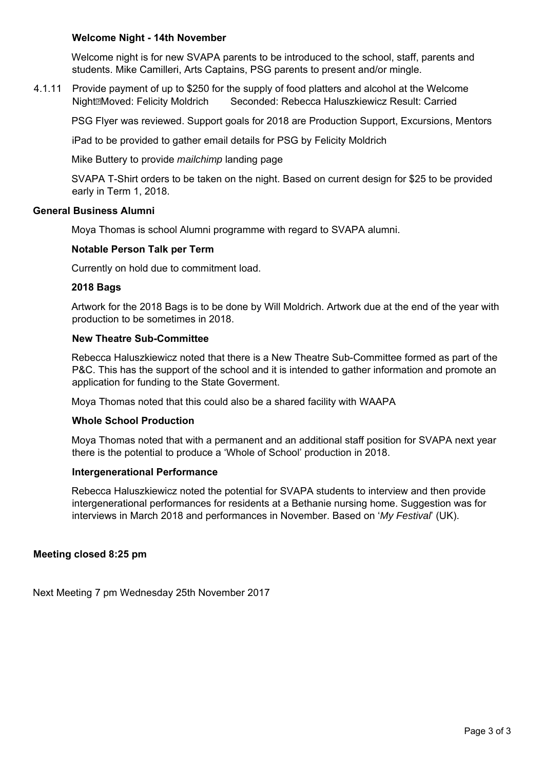**Welcome Night - 14th November**

Welcome night is for new SVAPA parents to be introduced to the school, staff, parents and students. Mike Camilleri, Arts Captains, PSG parents to present and/or mingle.

4.1.11 Provide payment of up to $250 for the supply of food platters and alcohol at the Welcome Night Moved: Felicity Moldrich Seconded: Rebecca Haluszkiewicz Result: Carried

PSG Flyer was reviewed. Support goals for 2018 are Production Support, Excursions, Mentors

iPad to be provided to gather email details for PSG by Felicity Moldrich

Mike Buttery to provide *mailchimp* landing page

SVAPA T-Shirt orders to be taken on the night. Based on current design for $25 to be provided early in Term 1, 2018.

**General Business Alumni**

Moya Thomas is school Alumni programme with regard to SVAPA alumni.

**Notable Person Talk per Term**

Currently on hold due to commitment load.

**2018 Bags**

Artwork for the 2018 Bags is to be done by Will Moldrich. Artwork due at the end of the year with production to be sometimes in 2018.

**New Theatre Sub-Committee**

Rebecca Haluszkiewicz noted that there is a New Theatre Sub-Committee formed as part of the P&C. This has the support of the school and it is intended to gather information and promote an application for funding to the State Goverment.

Moya Thomas noted that this could also be a shared facility with WAAPA

**Whole School Production**

Moya Thomas noted that with a permanent and an additional staff position for SVAPA next year there is the potential to produce a 'Whole of School' production in 2018.

**Intergenerational Performance**

Rebecca Haluszkiewicz noted the potential for SVAPA students to interview and then provide intergenerational performances for residents at a Bethanie nursing home. Suggestion was for interviews in March 2018 and performances in November. Based on '*My Festival*' (UK).

**Meeting closed 8:25 pm**

Next Meeting 7 pm Wednesday 25th November 2017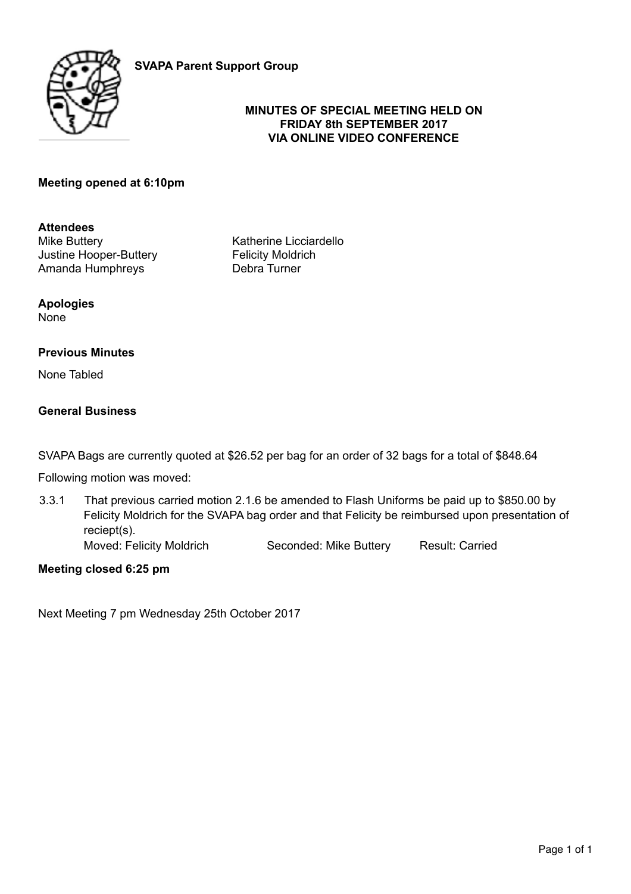**SVAPA Parent Support Group**

**MINUTES OF SPECIAL MEETING HELD ON FRIDAY 8th SEPTEMBER 2017 VIA ONLINE VIDEO CONFERENCE**

**Meeting opened at 6:10pm**

**Attendees**

Mike Buttery
Justine Hooper-Buttery
Amanda Humphreys
Katherine Licciardello
Felicity Moldrich
Debra Turner

**Apologies**

None

**Previous Minutes**

None Tabled

**General Business**

SVAPA Bags are currently quoted at $26.52 per bag for an order of 32 bags for a total of $848.64

Following motion was moved:

3.3.1 That previous carried motion 2.1.6 be amended to Flash Uniforms be paid up to $850.00 by Felicity Moldrich for the SVAPA bag order and that Felicity be reimbursed upon presentation of reciept(s).
Moved: Felicity Moldrich Seconded: Mike Buttery Result: Carried

**Meeting closed 6:25 pm**

Next Meeting 7 pm Wednesday 25th October 2017